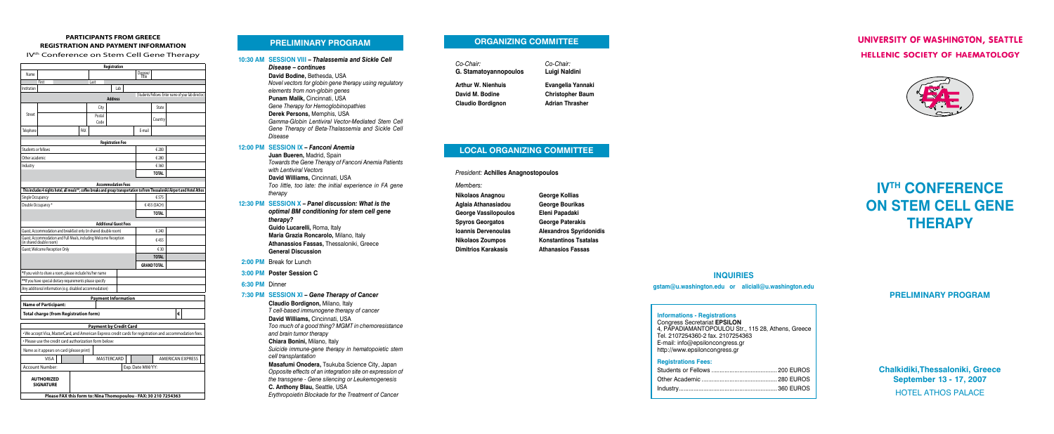## PARTICIPANTS FROM GREECE REGISTRATION AND PAYMENT INFORMATION

IV[th] Conference on Stem Cell Gene Therapy

| Registration | | | | | | |
|---|---|---|---|---|---|---|
| Name | First | | Last | | Degree/Title | |
| Institution | | | | Lab | Students/Fellows: Enter name of your lab director | |
| **Address** | | | | | | |
| Street | | | City | | State | |
| | | | Postal Code | | Country | |
| Telephone | | FAX | | | E-mail | |

| Registration Fee | | |
|---|---|---|
| Students or fellows | € 200 | |
| Other academic | € 280 | |
| Industry | € 360 | |
| | TOTAL | |

| Accommodation Fees | | |
|---|---|---|
| This includes 4 nights hotel, all meals**, coffee breaks and group transportation to/from Thessaloniki Airport and Hotel Athos | | |
| Single Occupancy | € 575 | |
| Double Occupancy * | € 455 (EACH) | |
| | TOTAL | |

| Additional Guest Fees | | |
|---|---|---|
| Guest, Accommodation and breakfast only (in shared double room) | € 240 | |
| Guest, Accommodation and Full Meals, including Welcome Reception (in shared double room) | € 455 | |
| Guest, Welcome Reception Only | € 30 | |
| | TOTAL | |
| | GRAND TOTAL | |

*If you wish to share a room, please include his/her name

**If you have special dietary requirements please specify

Any additional information (e.g. disabled accommodation)

| Payment Information | |
|---|---|
| **Name of Participant:** | |
| **Total charge (from Registration form)** | € |

| Payment by Credit Card | | | |
|---|---|---|---|
| • We accept Visa, MasterCard, and American Express credit cards for registration and accommodation fees. | | | |
| • Please use the credit card authorization form below: | | | |
| Name as it appears on card (please print) | | | |
| VISA | MASTERCARD | AMERICAN EXPRESS | |
| Account Number: | | Exp. Date MM/YY: | |
| **AUTHORIZED SIGNATURE** | | | |

**Please FAX this form to: Nina Thomopoulou - FAX: 30 210 7254363**

## PRELIMINARY PROGRAM

**10:30 AM SESSION VIII – *Thalassemia and Sickle Cell Disease – continues***

**David Bodine,** Bethesda, USA
*Novel vectors for globin gene therapy using regulatory elements from non-globin genes*

**Punam Malik,** Cincinnati, USA
*Gene Therapy for Hemoglobinopathies*

**Derek Persons,** Memphis, USA
*Gamma-Globin Lentiviral Vector-Mediated Stem Cell Gene Therapy of Beta-Thalassemia and Sickle Cell Disease*

**12:00 PM SESSION IX – *Fanconi Anemia***

**Juan Bueren,** Madrid, Spain
*Towards the Gene Therapy of Fanconi Anemia Patients with Lentiviral Vectors*

**David Williams,** Cincinnati, USA
*Too little, too late: the initial experience in FA gene therapy*

**12:30 PM SESSION X – *Panel discussion: What is the optimal BM conditioning for stem cell gene therapy?***

**Guido Lucarelli,** Roma, Italy
**Maria Grazia Roncarolo,** Milano, Italy
**Athanassios Fassas,** Thessaloniki, Greece
**General Discussion**

**2:00 PM** Break for Lunch

**3:00 PM Poster Session C**

**6:30 PM** Dinner

**7:30 PM SESSION XI – *Gene Therapy of Cancer***

**Claudio Bordignon,** Milano, Italy
*T cell-based immunogene therapy of cancer*

**David Williams,** Cincinnati, USA
*Too much of a good thing? MGMT in chemoresistance and brain tumor therapy*

**Chiara Bonini,** Milano, Italy
*Suicide immune-gene therapy in hematopoietic stem cell transplantation*

**Masafumi Onodera,** Tsukuba Science City, Japan
*Opposite effects of an integration site on expression of the transgene - Gene silencing or Leukemogenesis*

**C. Anthony Blau,** Seattle, USA
*Erythropoietin Blockade for the Treatment of Cancer*

## ORGANIZING COMMITTEE

| *Co-Chair:* **G. Stamatoyannopoulos** | *Co-Chair:* **Luigi Naldini** |
|---|---|
| **Arthur W. Nienhuis** | **Evangelia Yannaki** |
| **David M. Bodine** | **Christopher Baum** |
| **Claudio Bordignon** | **Adrian Thrasher** |

## LOCAL ORGANIZING COMMITTEE

*President:* **Achilles Anagnostopoulos**

*Members:*

| | |
|---|---|
| **Nikolaos Anagnou** | **George Kollias** |
| **Aglaia Athanasiadou** | **George Bourikas** |
| **George Vassilopoulos** | **Eleni Papadaki** |
| **Spyros Georgatos** | **George Paterakis** |
| **Ioannis Dervenoulas** | **Alexandros Spyridonidis** |
| **Nikolaos Zoumpos** | **Konstantinos Tsatalas** |
| **Dimitrios Karakasis** | **Athanasios Fassas** |

## INQUIRIES

**gstam@u.washington.edu or aliciall@u.washington.edu**

**Informations - Registrations**
Congress Secretariat **EPSILON**
4, PAPADIAMANTOPOULOU Str., 115 28, Athens, Greece
Tel. 2107254360-2 fax. 2107254363
E-mail: info@epsiloncongress.gr
http://www.epsiloncongress.gr

**Registrations Fees:**

| | |
|---|---|
| Students or Fellows | 200 EUROS |
| Other Academic | 280 EUROS |
| Industry | 360 EUROS |

**UNIVERSITY OF WASHINGTON, SEATTLE**

**HELLENIC SOCIETY OF HAEMATOLOGY**

# IV[TH] CONFERENCE ON STEM CELL GENE THERAPY

**PRELIMINARY PROGRAM**

**Chalkidiki,Thessaloniki, Greece**
**September 13 - 17, 2007**
HOTEL ATHOS PALACE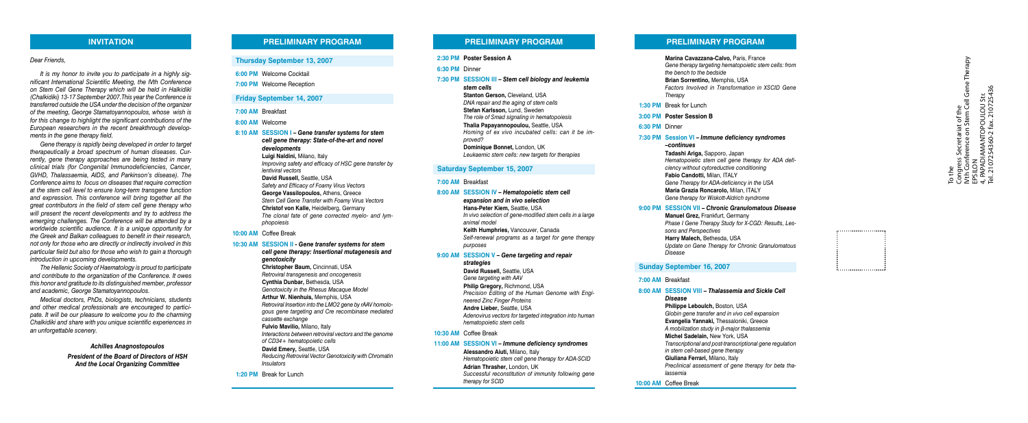## INVITATION

*Dear Friends,*

*It is my honor to invite you to participate in a highly significant International Scientific Meeting, the IVth Conference on Stem Cell Gene Therapy which will be held in Halkidiki (Chalkidiki) 13-17 September 2007. This year the Conference is transferred outside the USA under the decision of the organizer of the meeting, George Stamatoyannopoulos, whose wish is for this change to highlight the significant contributions of the European researchers in the recent breakthrough developments in the gene therapy field.*

*Gene therapy is rapidly being developed in order to target therapeutically a broad spectrum of human diseases. Currently, gene therapy approaches are being tested in many clinical trials (for Congenital Immunodeficiencies, Cancer, GVHD, Thalassaemia, AIDS, and Parkinson's disease). The Conference aims to focus on diseases that require correction at the stem cell level to ensure long-term transgene function and expression. This conference will bring together all the great contributors in the field of stem cell gene therapy who will present the recent developments and try to address the emerging challenges. The Conference will be attended by a worldwide scientific audience. It is a unique opportunity for the Greek and Balkan colleagues to benefit in their research, not only for those who are directly or indirectly involved in this particular field but also for those who wish to gain a thorough introduction in upcoming developments.*

*The Hellenic Society of Haematology is proud to participate and contribute to the organization of the Conference. It owes this honor and gratitude to its distinguished member, professor and academic, George Stamatoyannopoulos.*

*Medical doctors, PhDs, biologists, technicians, students and other medical professionals are encouraged to participate. It will be our pleasure to welcome you to the charming Chalkidiki and share with you unique scientific experiences in an unforgettable scenery.*

***Achilles Anagnostopoulos***

***President of the Board of Directors of HSH And the Local Organizing Committee***

## PRELIMINARY PROGRAM

### Thursday September 13, 2007

**6:00 PM** Welcome Cocktail

**7:00 PM** Welcome Reception

### Friday September 14, 2007

**7:00 AM** Breakfast

**8:00 AM** Welcome

**8:10 AM SESSION I – *Gene transfer systems for stem cell gene therapy: State-of-the-art and novel developments***

**Luigi Naldini,** Milano, Italy
*Improving safety and efficacy of HSC gene transfer by lentiviral vectors*

**David Russell,** Seattle, USA
*Safety and Efficacy of Foamy Virus Vectors*

**George Vassilopoulos,** Athens, Greece
*Stem Cell Gene Transfer with Foamy Virus Vectors*

**Christof von Kalle,** Heidelberg, Germany
*The clonal fate of gene corrected myelo- and lymphopoiesis*

**10:00 AM** Coffee Break

**10:30 AM SESSION II – *Gene transfer systems for stem cell gene therapy: Insertional mutagenesis and genotoxicity***

**Christopher Baum,** Cincinnati, USA
*Retroviral transgenesis and oncogenesis*

**Cynthia Dunbar,** Bethesda, USA
*Genotoxicity in the Rhesus Macaque Model*

**Arthur W. Nienhuis,** Memphis, USA
*Retroviral Insertion into the LMO2 gene by rAAV homologous gene targeting and Cre recombinase mediated cassette exchange*

**Fulvio Mavilio,** Milano, Italy
*Interactions between retroviral vectors and the genome of CD34+ hematopoietic cells*

**David Emery,** Seattle, USA
*Reducing Retroviral Vector Genotoxicity with Chromatin Insulators*

**1:20 PM** Break for Lunch

**2:30 PM Poster Session A**

**6:30 PM** Dinner

**7:30 PM SESSION III – *Stem cell biology and leukemia stem cells***

**Stanton Gerson,** Cleveland, USA
*DNA repair and the aging of stem cells*

**Stefan Karlsson,** Lund, Sweden
*The role of Smad signaling in hematopoiesis*

**Thalia Papayannopoulou,** Seattle, USA
*Homing of ex vivo incubated cells: can it be improved?*

**Dominique Bonnet,** London, UK
*Leukaemic stem cells: new targets for therapies*

### Saturday September 15, 2007

**7:00 AM** Breakfast

**8:00 AM SESSION IV – *Hematopoietic stem cell expansion and in vivo selection***

**Hans-Peter Kiem,** Seattle, USA
*In vivo selection of gene-modified stem cells in a large animal model*

**Keith Humphries,** Vancouver, Canada
*Self-renewal programs as a target for gene therapy purposes*

**9:00 AM SESSION V – *Gene targeting and repair strategies***

**David Russell,** Seattle, USA
*Gene targeting with AAV*

**Philip Gregory,** Richmond, USA
*Precision Editing of the Human Genome with Engineered Zinc Finger Proteins*

**Andre Lieber,** Seattle, USA
*Adenovirus vectors for targeted integration into human hematopoietic stem cells*

**10:30 AM** Coffee Break

**11:00 AM SESSION VI – *Immune deficiency syndromes***

**Alessandro Aiuti,** Milano, Italy
*Hematopoietic stem cell gene therapy for ADA-SCID*

**Adrian Thrasher,** London, UK
*Successful reconstitution of immunity following gene therapy for SCID*

**Marina Cavazzana-Calvo,** Paris, France
*Gene therapy targeting hematopoietic stem cells: from the bench to the bedside*

**Brian Sorrentino,** Memphis, USA
*Factors Involved in Transformation in XSCID Gene Therapy*

**1:30 PM** Break for Lunch

**3:00 PM Poster Session B**

**6:30 PM** Dinner

**7:30 PM Session VI – *Immune deficiency syndromes –continues***

**Tadashi Ariga,** Sapporo, Japan
*Hematopoietic stem cell gene therapy for ADA deficiency without cytoreductive conditioning*

**Fabio Candotti,** Milan, ITALY
*Gene Therapy for ADA-deficiency in the USA*

**Maria Grazia Roncarolo,** Milan, ITALY
*Gene therapy for Wiskott-Aldrich syndrome*

**9:00 PM SESSION VII – *Chronic Granulomatous Disease***

**Manuel Grez,** Frankfurt, Germany
*Phase I Gene Therapy Study for X-CGD: Results, Lessons and Perspectives*

**Harry Malech,** Bethesda, USA
*Update on Gene Therapy for Chronic Granulomatous Disease*

### Sunday September 16, 2007

**7:00 AM** Breakfast

**8:00 AM SESSION VIII – *Thalassemia and Sickle Cell Disease***

**Philippe Leboulch,** Boston, USA
*Globin gene transfer and in vivo cell expansion*

**Evangelia Yannaki,** Thessaloniki, Greece
*A mobilization study in β-major thalassemia*

**Michel Sadelain,** New York, USA
*Transcriptional and post-transcriptional gene regulation in stem cell-based gene therapy*

**Giuliana Ferrari,** Milano, Italy
*Preclinical assessment of gene therapy for beta thalassemia*

**10:00 AM** Coffee Break

To the
Congress Secretariat of the
IVth Conference on Stem Cell Gene Therapy
EPSILON
4, PAPADIAMANTOPOULOU Str.
Tel. 2107254360-2 fax. 210725436